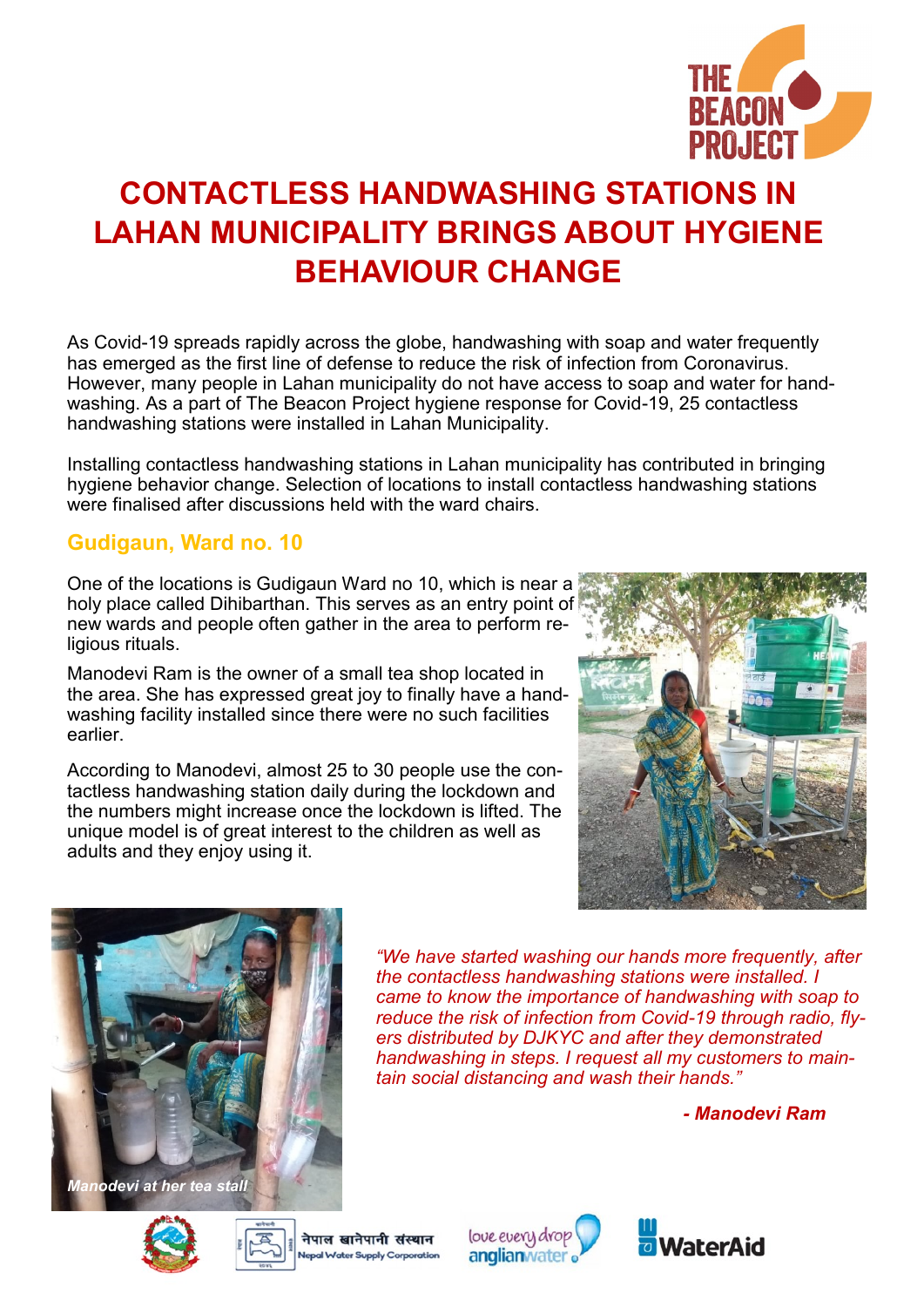# CONTACTLESS HANDWASHING STATIONS IN LAHAN MUNICIPALITY BRINGS ABOUT HYGIENE BEHAVIOUR CHANGE

As Covid-19 spreads rapidly across the globe, handwashing with soap and water frequently has emerged as the first line of defense to reduce the risk of infection from Coronavirus. However, many people in Lahan municipality do not have access to soap and water for handwashing. As a part of The Beacon Project hygiene response for Covid-19, 25 contactless handwashing stations were installed in Lahan Municipality.

Installing contactless handwashing stations in Lahan municipality has contributed in bringing hygiene behavior change. Selection of locations to install contactless handwashing stations were finalised after discussions held with the ward chairs.

## Gudigaun, Ward no. 10

One of the locations is Gudigaun Ward no 10, which is near a holy place called Dihibarthan. This serves as an entry point of new wards and people often gather in the area to perform religious rituals.

Manodevi Ram is the owner of a small tea shop located in the area. She has expressed great joy to finally have a handwashing facility installed since there were no such facilities earlier.

According to Manodevi, almost 25 to 30 people use the contactless handwashing station daily during the lockdown and the numbers might increase once the lockdown is lifted. The unique model is of great interest to the children as well as adults and they enjoy using it.

*Manodevi at her tea stall*

*"We have started washing our hands more frequently, after the contactless handwashing stations were installed. I came to know the importance of handwashing with soap to reduce the risk of infection from Covid-19 through radio, flyers distributed by DJKYC and after they demonstrated handwashing in steps. I request all my customers to maintain social distancing and wash their hands."*

***- Manodevi Ram***

नेपाल खानेपानी संस्थान Nepal Water Supply Corporation

love every drop anglianwater

WaterAid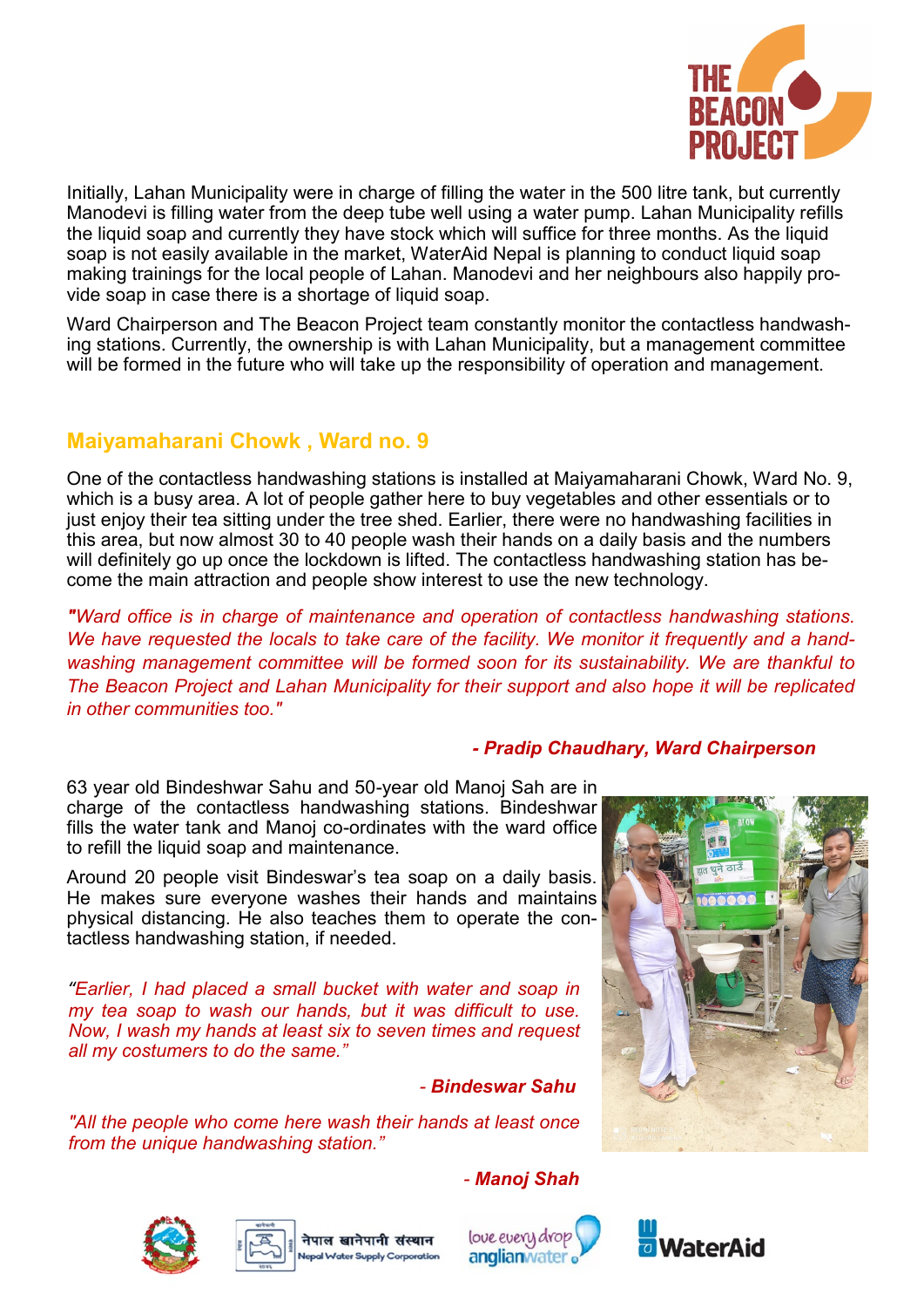Initially, Lahan Municipality were in charge of filling the water in the 500 litre tank, but currently Manodevi is filling water from the deep tube well using a water pump. Lahan Municipality refills the liquid soap and currently they have stock which will suffice for three months. As the liquid soap is not easily available in the market, WaterAid Nepal is planning to conduct liquid soap making trainings for the local people of Lahan. Manodevi and her neighbours also happily provide soap in case there is a shortage of liquid soap.

Ward Chairperson and The Beacon Project team constantly monitor the contactless handwashing stations. Currently, the ownership is with Lahan Municipality, but a management committee will be formed in the future who will take up the responsibility of operation and management.

## Maiyamaharani Chowk , Ward no. 9

One of the contactless handwashing stations is installed at Maiyamaharani Chowk, Ward No. 9, which is a busy area. A lot of people gather here to buy vegetables and other essentials or to just enjoy their tea sitting under the tree shed. Earlier, there were no handwashing facilities in this area, but now almost 30 to 40 people wash their hands on a daily basis and the numbers will definitely go up once the lockdown is lifted. The contactless handwashing station has become the main attraction and people show interest to use the new technology.

*"Ward office is in charge of maintenance and operation of contactless handwashing stations. We have requested the locals to take care of the facility. We monitor it frequently and a handwashing management committee will be formed soon for its sustainability. We are thankful to The Beacon Project and Lahan Municipality for their support and also hope it will be replicated in other communities too."*

***- Pradip Chaudhary, Ward Chairperson***

63 year old Bindeshwar Sahu and 50-year old Manoj Sah are in charge of the contactless handwashing stations. Bindeshwar fills the water tank and Manoj co-ordinates with the ward office to refill the liquid soap and maintenance.

Around 20 people visit Bindeswar's tea soap on a daily basis. He makes sure everyone washes their hands and maintains physical distancing. He also teaches them to operate the contactless handwashing station, if needed.

*"Earlier, I had placed a small bucket with water and soap in my tea soap to wash our hands, but it was difficult to use. Now, I wash my hands at least six to seven times and request all my costumers to do the same."*

*- **Bindeswar Sahu***

*"All the people who come here wash their hands at least once from the unique handwashing station."*

*- **Manoj Shah***